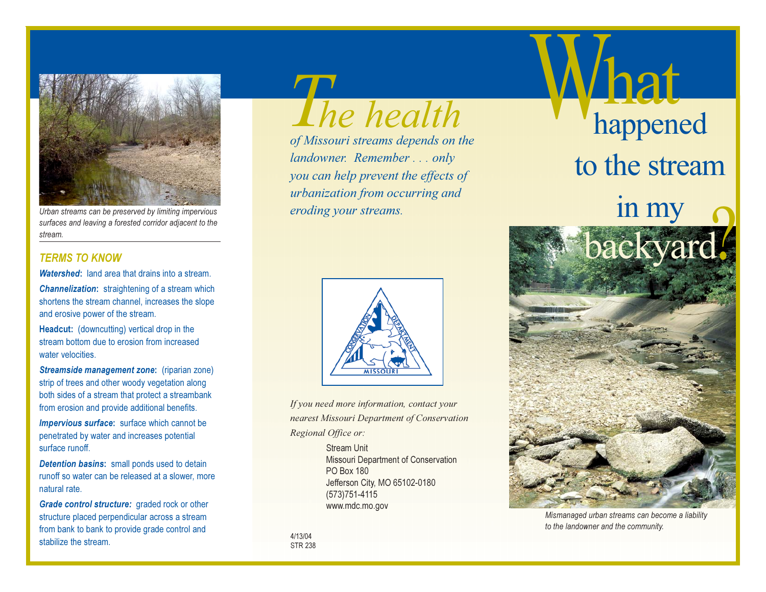Urban streams can be preserved by limiting impervious surfaces and leaving a forested corridor adjacent to the stream.

### TERMS TO KNOW

***Watershed*:** land area that drains into a stream.

***Channelization*:** straightening of a stream which shortens the stream channel, increases the slope and erosive power of the stream.

**Headcut:** (downcutting) vertical drop in the stream bottom due to erosion from increased water velocities.

***Streamside management zone*:** (riparian zone) strip of trees and other woody vegetation along both sides of a stream that protect a streambank from erosion and provide additional benefits.

***Impervious surface*:** surface which cannot be penetrated by water and increases potential surface runoff.

***Detention basins*:** small ponds used to detain runoff so water can be released at a slower, more natural rate.

***Grade control structure:*** graded rock or other structure placed perpendicular across a stream from bank to bank to provide grade control and stabilize the stream.

*The health of Missouri streams depends on the landowner. Remember . . . only you can help prevent the effects of urbanization from occurring and eroding your streams.*

CONSERVATION DEPARTMENT MISSOURI

*If you need more information, contact your nearest Missouri Department of Conservation Regional Office or:*

Stream Unit
Missouri Department of Conservation
PO Box 180
Jefferson City, MO 65102-0180
(573)751-4115
www.mdc.mo.gov

4/13/04
STR 238

# What happened to the stream in my backyard?

Mismanaged urban streams can become a liability to the landowner and the community.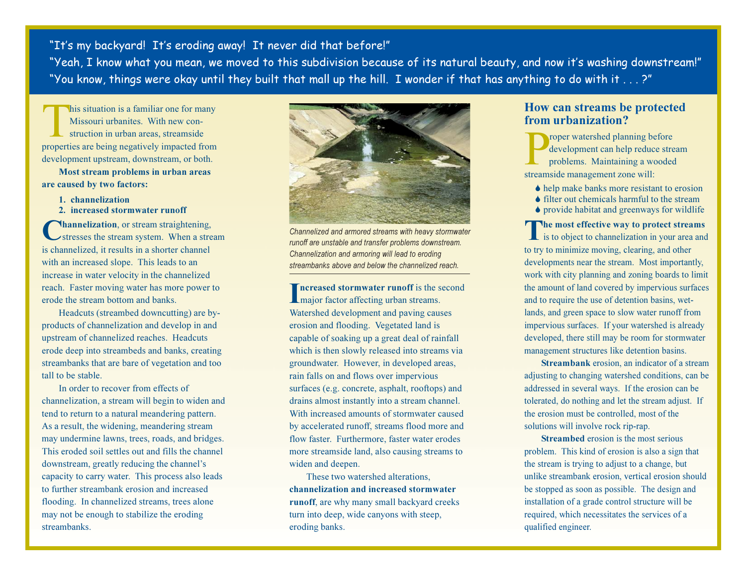"It's my backyard! It's eroding away! It never did that before!"

"Yeah, I know what you mean, we moved to this subdivision because of its natural beauty, and now it's washing downstream!"

"You know, things were okay until they built that mall up the hill. I wonder if that has anything to do with it . . . ?"

This situation is a familiar one for many Missouri urbanites. With new construction in urban areas, streamside properties are being negatively impacted from development upstream, downstream, or both.

**Most stream problems in urban areas are caused by two factors:**

1. **channelization**
2. **increased stormwater runoff**

**Channelization**, or stream straightening, stresses the stream system. When a stream is channelized, it results in a shorter channel with an increased slope. This leads to an increase in water velocity in the channelized reach. Faster moving water has more power to erode the stream bottom and banks.

Headcuts (streambed downcutting) are by-products of channelization and develop in and upstream of channelized reaches. Headcuts erode deep into streambeds and banks, creating streambanks that are bare of vegetation and too tall to be stable.

In order to recover from effects of channelization, a stream will begin to widen and tend to return to a natural meandering pattern. As a result, the widening, meandering stream may undermine lawns, trees, roads, and bridges. This eroded soil settles out and fills the channel downstream, greatly reducing the channel's capacity to carry water. This process also leads to further streambank erosion and increased flooding. In channelized streams, trees alone may not be enough to stabilize the eroding streambanks.

*Channelized and armored streams with heavy stormwater runoff are unstable and transfer problems downstream. Channelization and armoring will lead to eroding streambanks above and below the channelized reach.*

**Increased stormwater runoff** is the second major factor affecting urban streams. Watershed development and paving causes erosion and flooding. Vegetated land is capable of soaking up a great deal of rainfall which is then slowly released into streams via groundwater. However, in developed areas, rain falls on and flows over impervious surfaces (e.g. concrete, asphalt, rooftops) and drains almost instantly into a stream channel. With increased amounts of stormwater caused by accelerated runoff, streams flood more and flow faster. Furthermore, faster water erodes more streamside land, also causing streams to widen and deepen.

These two watershed alterations, **channelization and increased stormwater runoff**, are why many small backyard creeks turn into deep, wide canyons with steep, eroding banks.

## How can streams be protected from urbanization?

Proper watershed planning before development can help reduce stream problems. Maintaining a wooded streamside management zone will:

- help make banks more resistant to erosion
- filter out chemicals harmful to the stream
- provide habitat and greenways for wildlife

**The most effective way to protect streams** is to object to channelization in your area and to try to minimize moving, clearing, and other developments near the stream. Most importantly, work with city planning and zoning boards to limit the amount of land covered by impervious surfaces and to require the use of detention basins, wetlands, and green space to slow water runoff from impervious surfaces. If your watershed is already developed, there still may be room for stormwater management structures like detention basins.

**Streambank** erosion, an indicator of a stream adjusting to changing watershed conditions, can be addressed in several ways. If the erosion can be tolerated, do nothing and let the stream adjust. If the erosion must be controlled, most of the solutions will involve rock rip-rap.

**Streambed** erosion is the most serious problem. This kind of erosion is also a sign that the stream is trying to adjust to a change, but unlike streambank erosion, vertical erosion should be stopped as soon as possible. The design and installation of a grade control structure will be required, which necessitates the services of a qualified engineer.